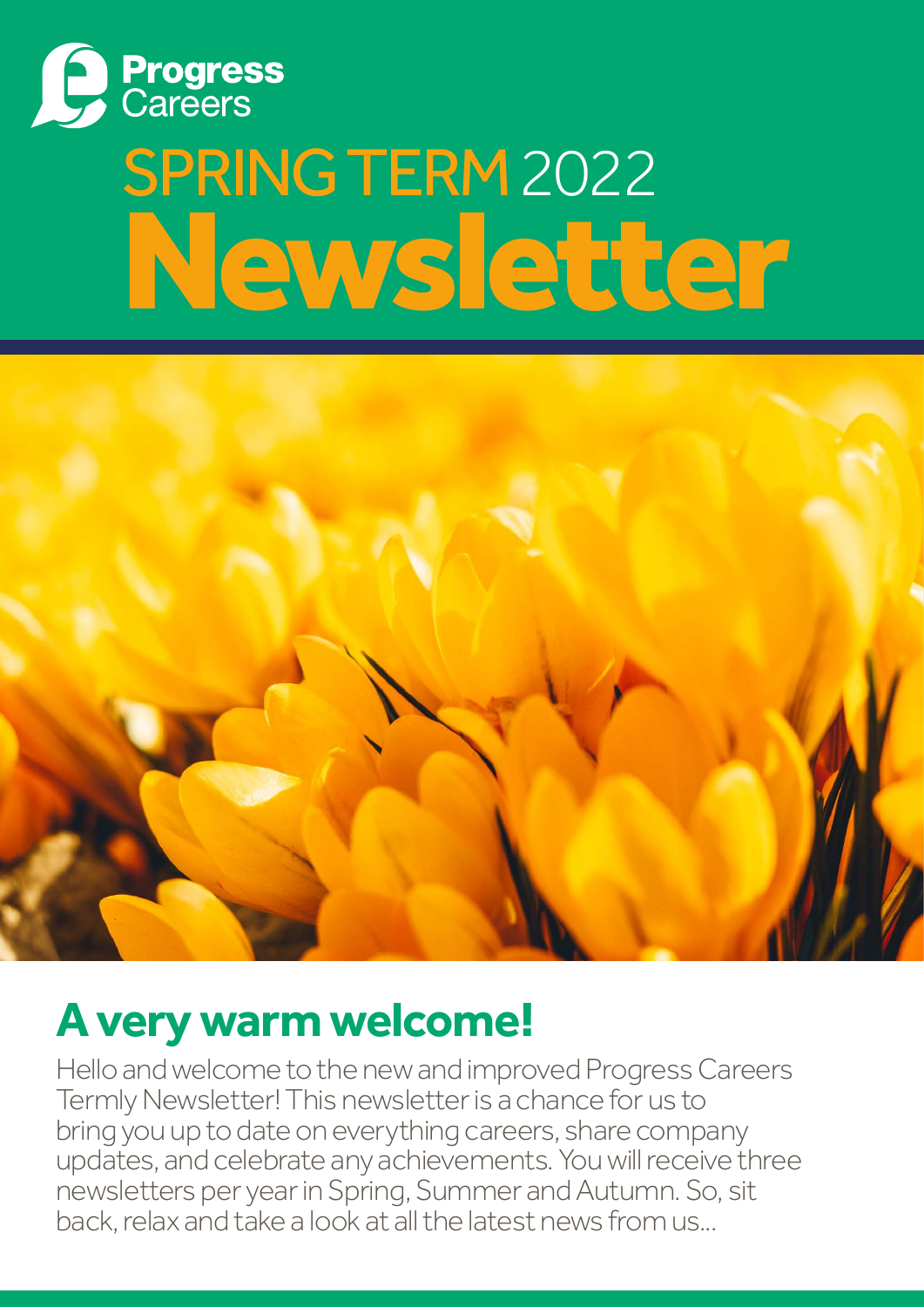Progress Careers

# SPRING TERM 2022 Newsletter

## A very warm welcome!

Hello and welcome to the new and improved Progress Careers Termly Newsletter! This newsletter is a chance for us to bring you up to date on everything careers, share company updates, and celebrate any achievements. You will receive three newsletters per year in Spring, Summer and Autumn. So, sit back, relax and take a look at all the latest news from us...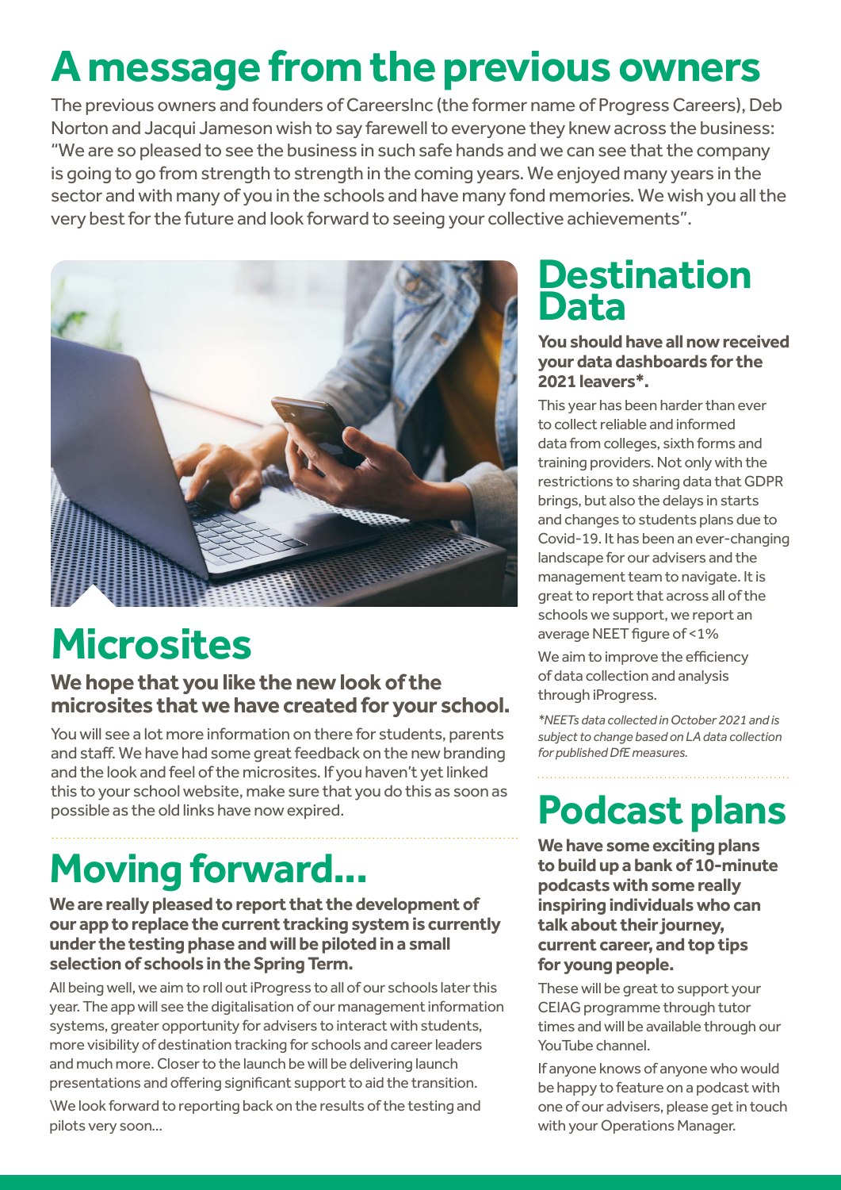# A message from the previous owners

The previous owners and founders of CareersInc (the former name of Progress Careers), Deb Norton and Jacqui Jameson wish to say farewell to everyone they knew across the business: "We are so pleased to see the business in such safe hands and we can see that the company is going to go from strength to strength in the coming years. We enjoyed many years in the sector and with many of you in the schools and have many fond memories. We wish you all the very best for the future and look forward to seeing your collective achievements".

## Microsites

**We hope that you like the new look of the microsites that we have created for your school.**

You will see a lot more information on there for students, parents and staff. We have had some great feedback on the new branding and the look and feel of the microsites. If you haven't yet linked this to your school website, make sure that you do this as soon as possible as the old links have now expired.

## Moving forward...

**We are really pleased to report that the development of our app to replace the current tracking system is currently under the testing phase and will be piloted in a small selection of schools in the Spring Term.**

All being well, we aim to roll out iProgress to all of our schools later this year. The app will see the digitalisation of our management information systems, greater opportunity for advisers to interact with students, more visibility of destination tracking for schools and career leaders and much more. Closer to the launch be will be delivering launch presentations and offering significant support to aid the transition.

\We look forward to reporting back on the results of the testing and pilots very soon...

## Destination Data

**You should have all now received your data dashboards for the 2021 leavers*.**

This year has been harder than ever to collect reliable and informed data from colleges, sixth forms and training providers. Not only with the restrictions to sharing data that GDPR brings, but also the delays in starts and changes to students plans due to Covid-19. It has been an ever-changing landscape for our advisers and the management team to navigate. It is great to report that across all of the schools we support, we report an average NEET figure of <1%

We aim to improve the efficiency of data collection and analysis through iProgress.

*\*NEETs data collected in October 2021 and is subject to change based on LA data collection for published DfE measures.*

## Podcast plans

**We have some exciting plans to build up a bank of 10-minute podcasts with some really inspiring individuals who can talk about their journey, current career, and top tips for young people.**

These will be great to support your CEIAG programme through tutor times and will be available through our YouTube channel.

If anyone knows of anyone who would be happy to feature on a podcast with one of our advisers, please get in touch with your Operations Manager.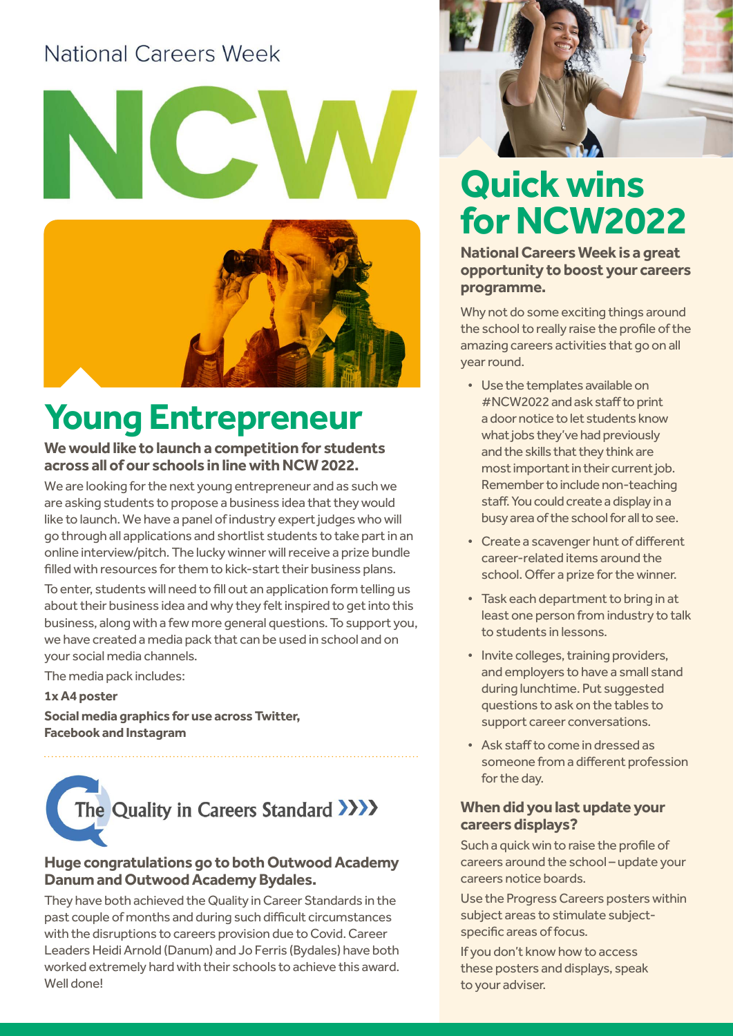National Careers Week

NCW

# Young Entrepreneur

**We would like to launch a competition for students across all of our schools in line with NCW 2022.**

We are looking for the next young entrepreneur and as such we are asking students to propose a business idea that they would like to launch. We have a panel of industry expert judges who will go through all applications and shortlist students to take part in an online interview/pitch. The lucky winner will receive a prize bundle filled with resources for them to kick-start their business plans.

To enter, students will need to fill out an application form telling us about their business idea and why they felt inspired to get into this business, along with a few more general questions. To support you, we have created a media pack that can be used in school and on your social media channels.

The media pack includes:

**1x A4 poster**

**Social media graphics for use across Twitter, Facebook and Instagram**

The Quality in Careers Standard

### Huge congratulations go to both Outwood Academy Danum and Outwood Academy Bydales.

They have both achieved the Quality in Career Standards in the past couple of months and during such difficult circumstances with the disruptions to careers provision due to Covid. Career Leaders Heidi Arnold (Danum) and Jo Ferris (Bydales) have both worked extremely hard with their schools to achieve this award. Well done!

# Quick wins for NCW2022

**National Careers Week is a great opportunity to boost your careers programme.**

Why not do some exciting things around the school to really raise the profile of the amazing careers activities that go on all year round.

- Use the templates available on #NCW2022 and ask staff to print a door notice to let students know what jobs they've had previously and the skills that they think are most important in their current job. Remember to include non-teaching staff. You could create a display in a busy area of the school for all to see.
- Create a scavenger hunt of different career-related items around the school. Offer a prize for the winner.
- Task each department to bring in at least one person from industry to talk to students in lessons.
- Invite colleges, training providers, and employers to have a small stand during lunchtime. Put suggested questions to ask on the tables to support career conversations.
- Ask staff to come in dressed as someone from a different profession for the day.

### When did you last update your careers displays?

Such a quick win to raise the profile of careers around the school – update your careers notice boards.

Use the Progress Careers posters within subject areas to stimulate subject-specific areas of focus.

If you don't know how to access these posters and displays, speak to your adviser.